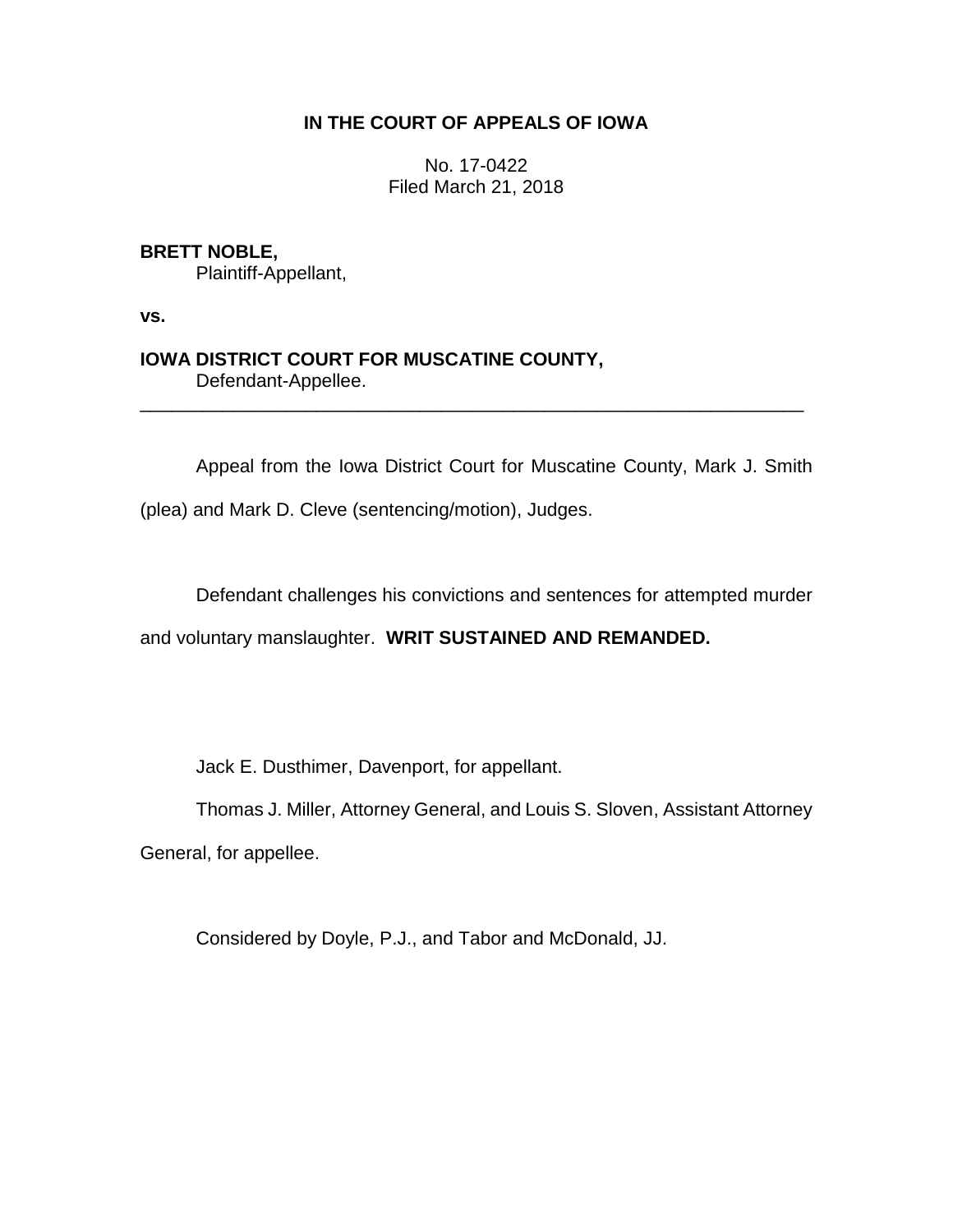**IN THE COURT OF APPEALS OF IOWA**

No. 17-0422
Filed March 21, 2018

**BRETT NOBLE,**
Plaintiff-Appellant,

**vs.**

**IOWA DISTRICT COURT FOR MUSCATINE COUNTY,**
Defendant-Appellee.

---

Appeal from the Iowa District Court for Muscatine County, Mark J. Smith (plea) and Mark D. Cleve (sentencing/motion), Judges.

Defendant challenges his convictions and sentences for attempted murder and voluntary manslaughter. **WRIT SUSTAINED AND REMANDED.**

Jack E. Dusthimer, Davenport, for appellant.

Thomas J. Miller, Attorney General, and Louis S. Sloven, Assistant Attorney General, for appellee.

Considered by Doyle, P.J., and Tabor and McDonald, JJ.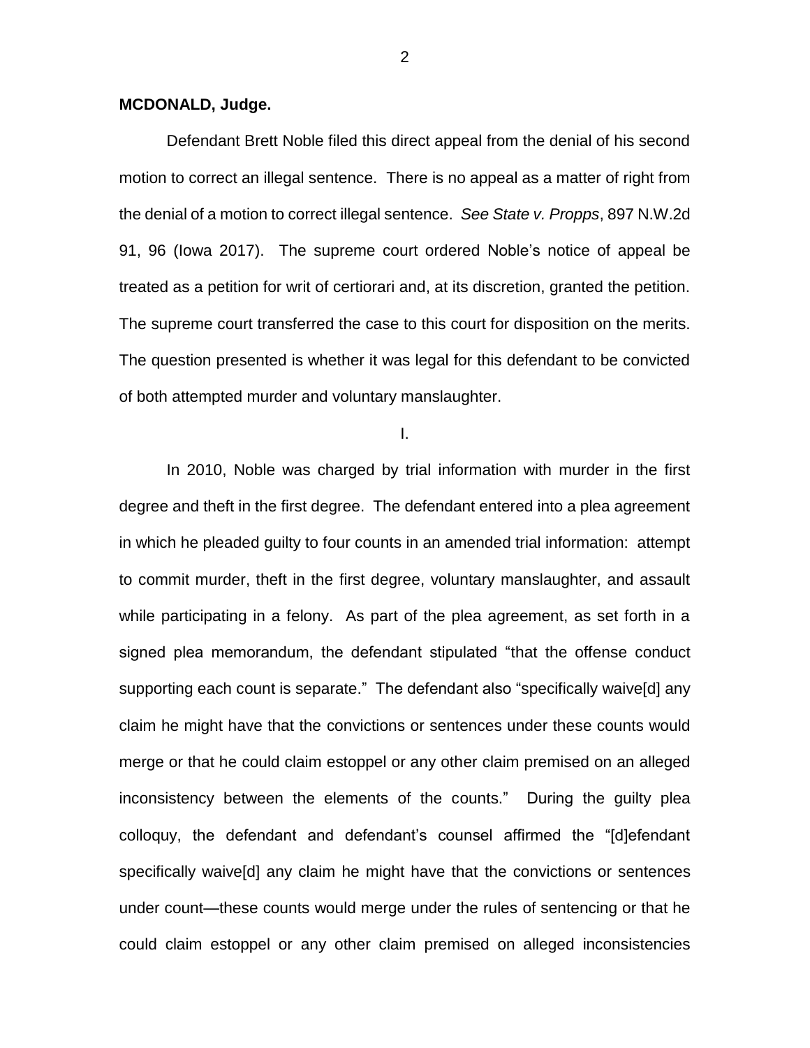**MCDONALD, Judge.**

Defendant Brett Noble filed this direct appeal from the denial of his second motion to correct an illegal sentence. There is no appeal as a matter of right from the denial of a motion to correct illegal sentence. *See State v. Propps*, 897 N.W.2d 91, 96 (Iowa 2017). The supreme court ordered Noble's notice of appeal be treated as a petition for writ of certiorari and, at its discretion, granted the petition. The supreme court transferred the case to this court for disposition on the merits. The question presented is whether it was legal for this defendant to be convicted of both attempted murder and voluntary manslaughter.

I.

In 2010, Noble was charged by trial information with murder in the first degree and theft in the first degree. The defendant entered into a plea agreement in which he pleaded guilty to four counts in an amended trial information: attempt to commit murder, theft in the first degree, voluntary manslaughter, and assault while participating in a felony. As part of the plea agreement, as set forth in a signed plea memorandum, the defendant stipulated "that the offense conduct supporting each count is separate." The defendant also "specifically waive[d] any claim he might have that the convictions or sentences under these counts would merge or that he could claim estoppel or any other claim premised on an alleged inconsistency between the elements of the counts." During the guilty plea colloquy, the defendant and defendant's counsel affirmed the "[d]efendant specifically waive[d] any claim he might have that the convictions or sentences under count—these counts would merge under the rules of sentencing or that he could claim estoppel or any other claim premised on alleged inconsistencies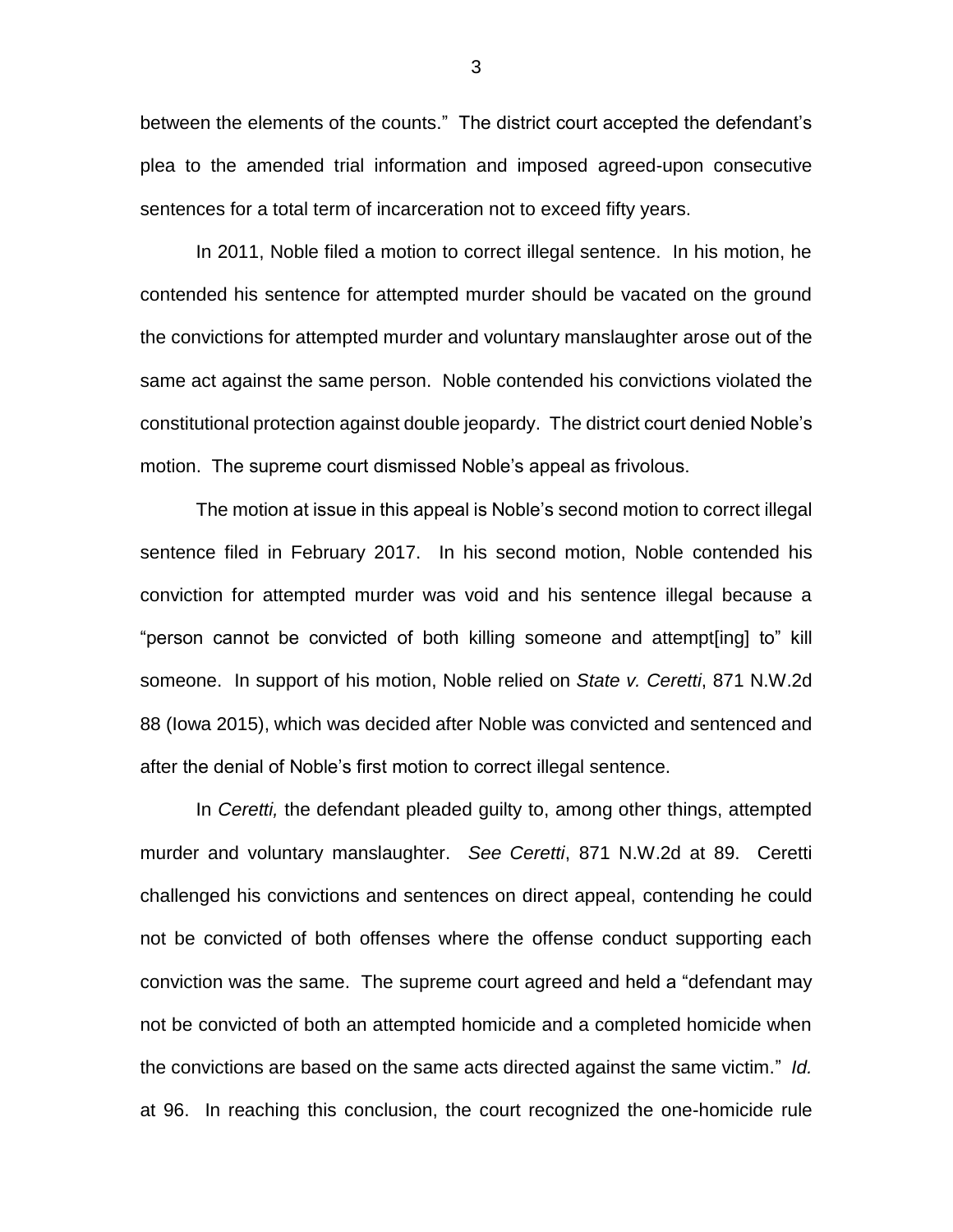between the elements of the counts." The district court accepted the defendant's plea to the amended trial information and imposed agreed-upon consecutive sentences for a total term of incarceration not to exceed fifty years.

In 2011, Noble filed a motion to correct illegal sentence. In his motion, he contended his sentence for attempted murder should be vacated on the ground the convictions for attempted murder and voluntary manslaughter arose out of the same act against the same person. Noble contended his convictions violated the constitutional protection against double jeopardy. The district court denied Noble's motion. The supreme court dismissed Noble's appeal as frivolous.

The motion at issue in this appeal is Noble's second motion to correct illegal sentence filed in February 2017. In his second motion, Noble contended his conviction for attempted murder was void and his sentence illegal because a "person cannot be convicted of both killing someone and attempt[ing] to" kill someone. In support of his motion, Noble relied on *State v. Ceretti*, 871 N.W.2d 88 (Iowa 2015), which was decided after Noble was convicted and sentenced and after the denial of Noble's first motion to correct illegal sentence.

In *Ceretti,* the defendant pleaded guilty to, among other things, attempted murder and voluntary manslaughter. *See Ceretti*, 871 N.W.2d at 89. Ceretti challenged his convictions and sentences on direct appeal, contending he could not be convicted of both offenses where the offense conduct supporting each conviction was the same. The supreme court agreed and held a "defendant may not be convicted of both an attempted homicide and a completed homicide when the convictions are based on the same acts directed against the same victim." *Id.* at 96. In reaching this conclusion, the court recognized the one-homicide rule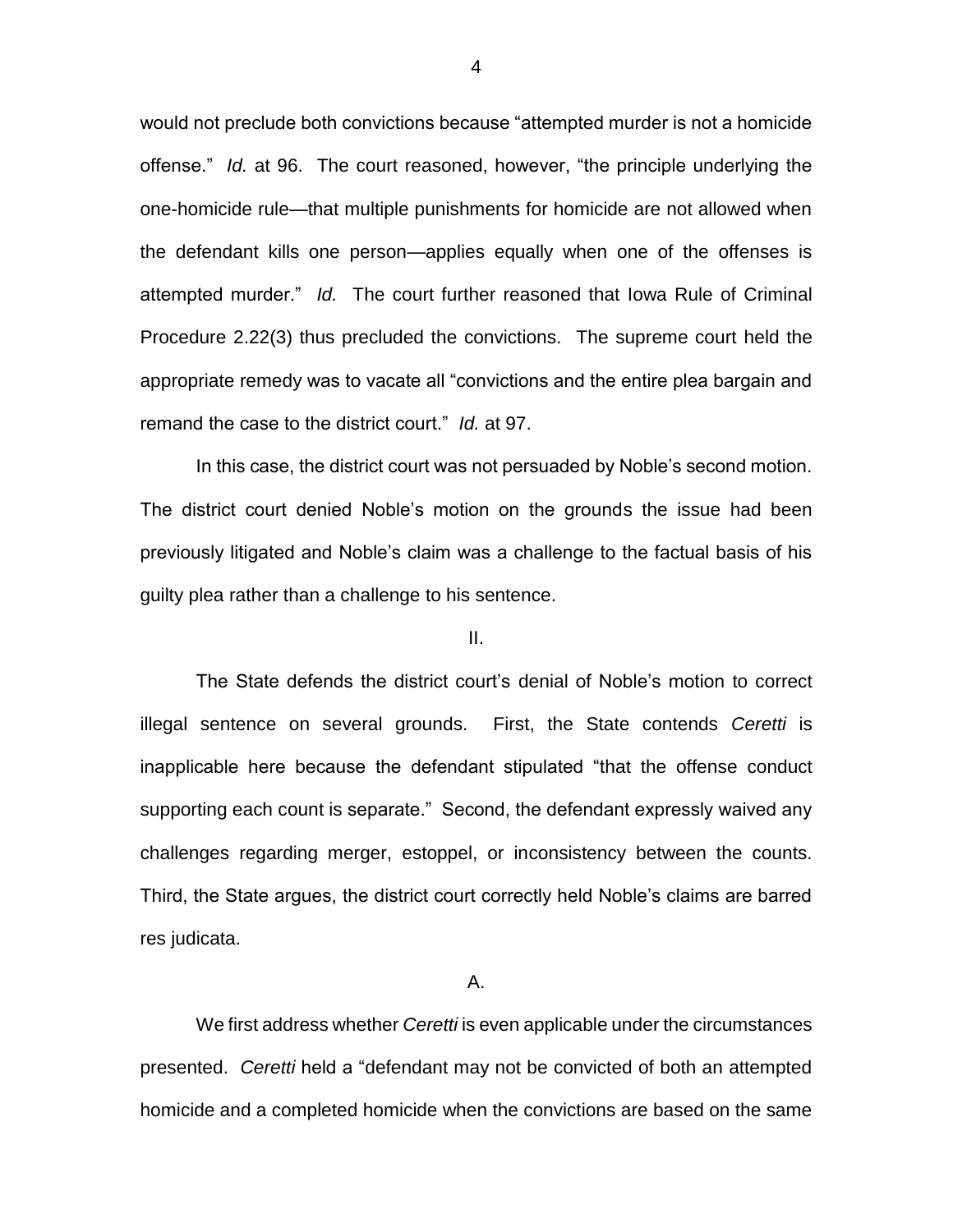would not preclude both convictions because "attempted murder is not a homicide offense." *Id.* at 96. The court reasoned, however, "the principle underlying the one-homicide rule—that multiple punishments for homicide are not allowed when the defendant kills one person—applies equally when one of the offenses is attempted murder." *Id.* The court further reasoned that Iowa Rule of Criminal Procedure 2.22(3) thus precluded the convictions. The supreme court held the appropriate remedy was to vacate all "convictions and the entire plea bargain and remand the case to the district court." *Id.* at 97.

In this case, the district court was not persuaded by Noble's second motion. The district court denied Noble's motion on the grounds the issue had been previously litigated and Noble's claim was a challenge to the factual basis of his guilty plea rather than a challenge to his sentence.

II.

The State defends the district court's denial of Noble's motion to correct illegal sentence on several grounds. First, the State contends *Ceretti* is inapplicable here because the defendant stipulated "that the offense conduct supporting each count is separate." Second, the defendant expressly waived any challenges regarding merger, estoppel, or inconsistency between the counts. Third, the State argues, the district court correctly held Noble's claims are barred res judicata.

A.

We first address whether *Ceretti* is even applicable under the circumstances presented. *Ceretti* held a "defendant may not be convicted of both an attempted homicide and a completed homicide when the convictions are based on the same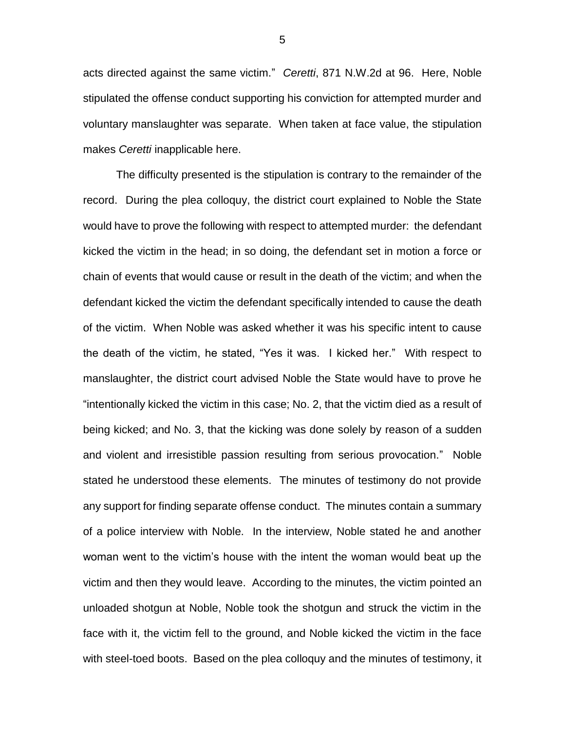acts directed against the same victim." *Ceretti*, 871 N.W.2d at 96. Here, Noble stipulated the offense conduct supporting his conviction for attempted murder and voluntary manslaughter was separate. When taken at face value, the stipulation makes *Ceretti* inapplicable here.

The difficulty presented is the stipulation is contrary to the remainder of the record. During the plea colloquy, the district court explained to Noble the State would have to prove the following with respect to attempted murder: the defendant kicked the victim in the head; in so doing, the defendant set in motion a force or chain of events that would cause or result in the death of the victim; and when the defendant kicked the victim the defendant specifically intended to cause the death of the victim. When Noble was asked whether it was his specific intent to cause the death of the victim, he stated, "Yes it was. I kicked her." With respect to manslaughter, the district court advised Noble the State would have to prove he "intentionally kicked the victim in this case; No. 2, that the victim died as a result of being kicked; and No. 3, that the kicking was done solely by reason of a sudden and violent and irresistible passion resulting from serious provocation." Noble stated he understood these elements. The minutes of testimony do not provide any support for finding separate offense conduct. The minutes contain a summary of a police interview with Noble. In the interview, Noble stated he and another woman went to the victim's house with the intent the woman would beat up the victim and then they would leave. According to the minutes, the victim pointed an unloaded shotgun at Noble, Noble took the shotgun and struck the victim in the face with it, the victim fell to the ground, and Noble kicked the victim in the face with steel-toed boots. Based on the plea colloquy and the minutes of testimony, it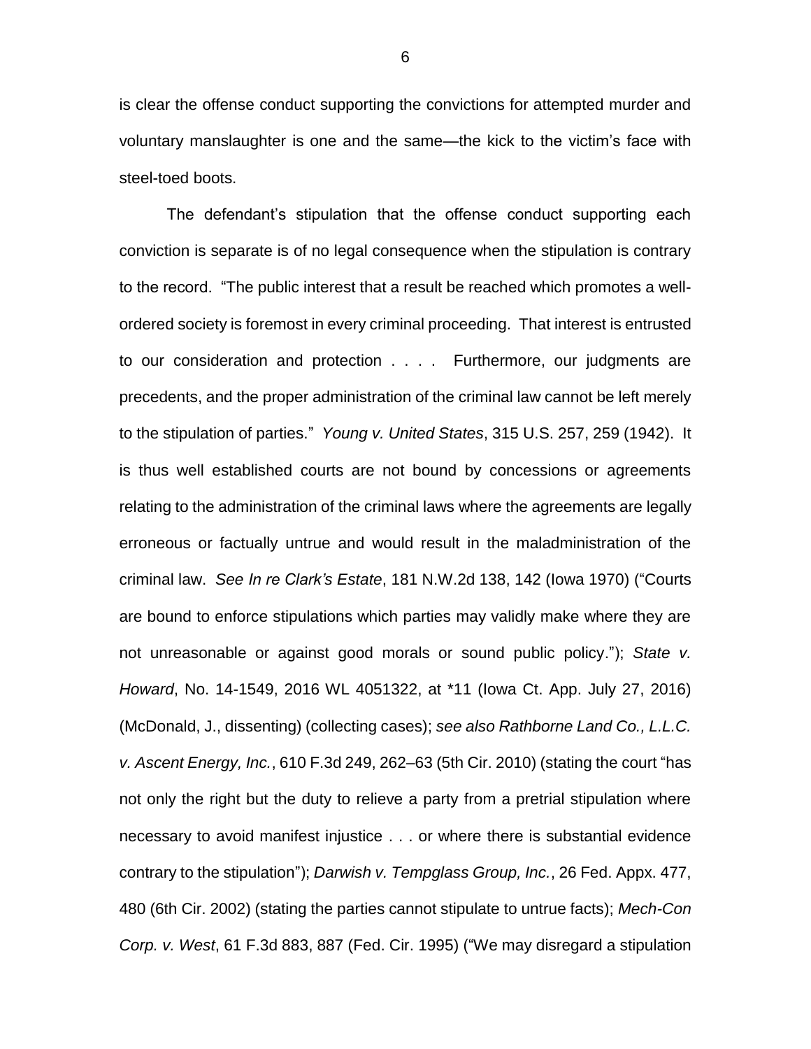is clear the offense conduct supporting the convictions for attempted murder and voluntary manslaughter is one and the same—the kick to the victim's face with steel-toed boots.

The defendant's stipulation that the offense conduct supporting each conviction is separate is of no legal consequence when the stipulation is contrary to the record. "The public interest that a result be reached which promotes a well-ordered society is foremost in every criminal proceeding. That interest is entrusted to our consideration and protection . . . . Furthermore, our judgments are precedents, and the proper administration of the criminal law cannot be left merely to the stipulation of parties." *Young v. United States*, 315 U.S. 257, 259 (1942). It is thus well established courts are not bound by concessions or agreements relating to the administration of the criminal laws where the agreements are legally erroneous or factually untrue and would result in the maladministration of the criminal law. *See In re Clark's Estate*, 181 N.W.2d 138, 142 (Iowa 1970) ("Courts are bound to enforce stipulations which parties may validly make where they are not unreasonable or against good morals or sound public policy."); *State v. Howard*, No. 14-1549, 2016 WL 4051322, at *11 (Iowa Ct. App. July 27, 2016) (McDonald, J., dissenting) (collecting cases); *see also Rathborne Land Co., L.L.C. v. Ascent Energy, Inc.*, 610 F.3d 249, 262–63 (5th Cir. 2010) (stating the court "has not only the right but the duty to relieve a party from a pretrial stipulation where necessary to avoid manifest injustice . . . or where there is substantial evidence contrary to the stipulation"); *Darwish v. Tempglass Group, Inc.*, 26 Fed. Appx. 477, 480 (6th Cir. 2002) (stating the parties cannot stipulate to untrue facts); *Mech-Con Corp. v. West*, 61 F.3d 883, 887 (Fed. Cir. 1995) ("We may disregard a stipulation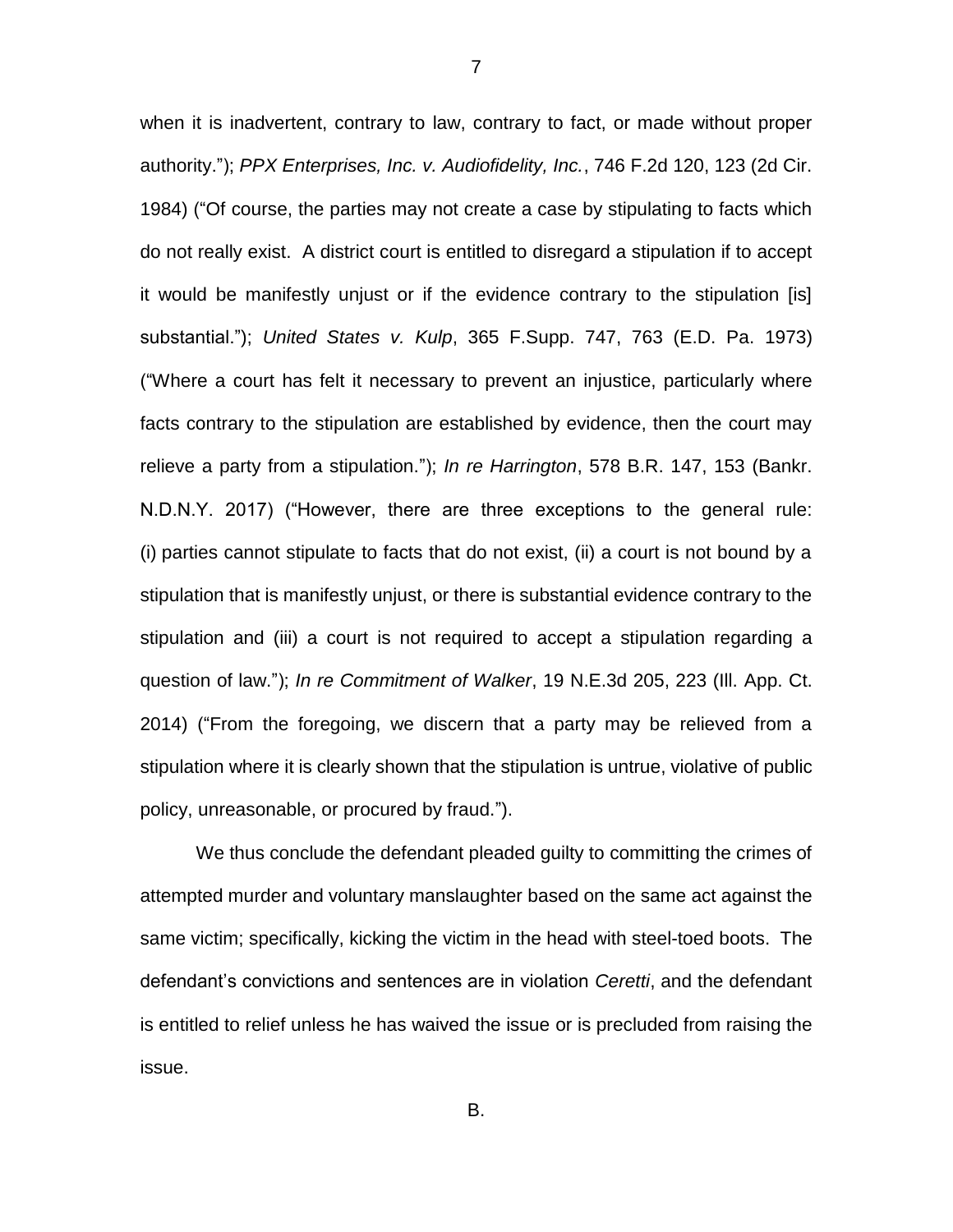when it is inadvertent, contrary to law, contrary to fact, or made without proper authority."); *PPX Enterprises, Inc. v. Audiofidelity, Inc.*, 746 F.2d 120, 123 (2d Cir. 1984) ("Of course, the parties may not create a case by stipulating to facts which do not really exist. A district court is entitled to disregard a stipulation if to accept it would be manifestly unjust or if the evidence contrary to the stipulation [is] substantial."); *United States v. Kulp*, 365 F.Supp. 747, 763 (E.D. Pa. 1973) ("Where a court has felt it necessary to prevent an injustice, particularly where facts contrary to the stipulation are established by evidence, then the court may relieve a party from a stipulation."); *In re Harrington*, 578 B.R. 147, 153 (Bankr. N.D.N.Y. 2017) ("However, there are three exceptions to the general rule: (i) parties cannot stipulate to facts that do not exist, (ii) a court is not bound by a stipulation that is manifestly unjust, or there is substantial evidence contrary to the stipulation and (iii) a court is not required to accept a stipulation regarding a question of law."); *In re Commitment of Walker*, 19 N.E.3d 205, 223 (Ill. App. Ct. 2014) ("From the foregoing, we discern that a party may be relieved from a stipulation where it is clearly shown that the stipulation is untrue, violative of public policy, unreasonable, or procured by fraud.").

We thus conclude the defendant pleaded guilty to committing the crimes of attempted murder and voluntary manslaughter based on the same act against the same victim; specifically, kicking the victim in the head with steel-toed boots. The defendant's convictions and sentences are in violation *Ceretti*, and the defendant is entitled to relief unless he has waived the issue or is precluded from raising the issue.

B.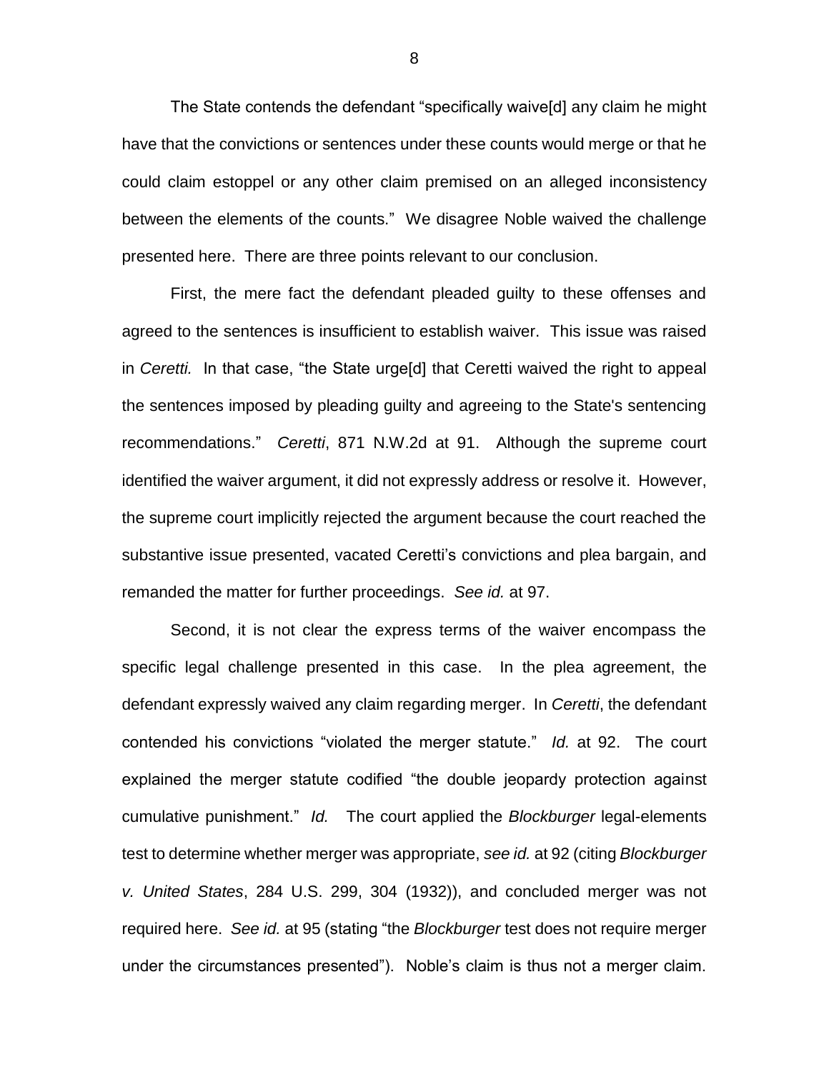The State contends the defendant "specifically waive[d] any claim he might have that the convictions or sentences under these counts would merge or that he could claim estoppel or any other claim premised on an alleged inconsistency between the elements of the counts." We disagree Noble waived the challenge presented here. There are three points relevant to our conclusion.

First, the mere fact the defendant pleaded guilty to these offenses and agreed to the sentences is insufficient to establish waiver. This issue was raised in *Ceretti.* In that case, "the State urge[d] that Ceretti waived the right to appeal the sentences imposed by pleading guilty and agreeing to the State's sentencing recommendations." *Ceretti*, 871 N.W.2d at 91. Although the supreme court identified the waiver argument, it did not expressly address or resolve it. However, the supreme court implicitly rejected the argument because the court reached the substantive issue presented, vacated Ceretti's convictions and plea bargain, and remanded the matter for further proceedings. *See id.* at 97.

Second, it is not clear the express terms of the waiver encompass the specific legal challenge presented in this case. In the plea agreement, the defendant expressly waived any claim regarding merger. In *Ceretti*, the defendant contended his convictions "violated the merger statute." *Id.* at 92. The court explained the merger statute codified "the double jeopardy protection against cumulative punishment." *Id.* The court applied the *Blockburger* legal-elements test to determine whether merger was appropriate, *see id.* at 92 (citing *Blockburger v. United States*, 284 U.S. 299, 304 (1932)), and concluded merger was not required here. *See id.* at 95 (stating "the *Blockburger* test does not require merger under the circumstances presented"). Noble's claim is thus not a merger claim.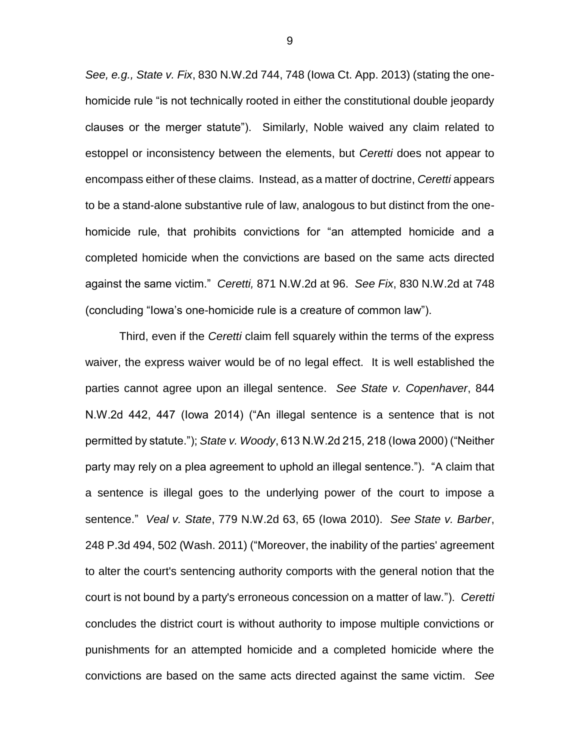*See, e.g., State v. Fix*, 830 N.W.2d 744, 748 (Iowa Ct. App. 2013) (stating the one-homicide rule "is not technically rooted in either the constitutional double jeopardy clauses or the merger statute"). Similarly, Noble waived any claim related to estoppel or inconsistency between the elements, but *Ceretti* does not appear to encompass either of these claims. Instead, as a matter of doctrine, *Ceretti* appears to be a stand-alone substantive rule of law, analogous to but distinct from the one-homicide rule, that prohibits convictions for "an attempted homicide and a completed homicide when the convictions are based on the same acts directed against the same victim." *Ceretti,* 871 N.W.2d at 96. *See Fix*, 830 N.W.2d at 748 (concluding "Iowa's one-homicide rule is a creature of common law").

Third, even if the *Ceretti* claim fell squarely within the terms of the express waiver, the express waiver would be of no legal effect. It is well established the parties cannot agree upon an illegal sentence. *See State v. Copenhaver*, 844 N.W.2d 442, 447 (Iowa 2014) ("An illegal sentence is a sentence that is not permitted by statute."); *State v. Woody*, 613 N.W.2d 215, 218 (Iowa 2000) ("Neither party may rely on a plea agreement to uphold an illegal sentence."). "A claim that a sentence is illegal goes to the underlying power of the court to impose a sentence." *Veal v. State*, 779 N.W.2d 63, 65 (Iowa 2010). *See State v. Barber*, 248 P.3d 494, 502 (Wash. 2011) ("Moreover, the inability of the parties' agreement to alter the court's sentencing authority comports with the general notion that the court is not bound by a party's erroneous concession on a matter of law."). *Ceretti* concludes the district court is without authority to impose multiple convictions or punishments for an attempted homicide and a completed homicide where the convictions are based on the same acts directed against the same victim. *See*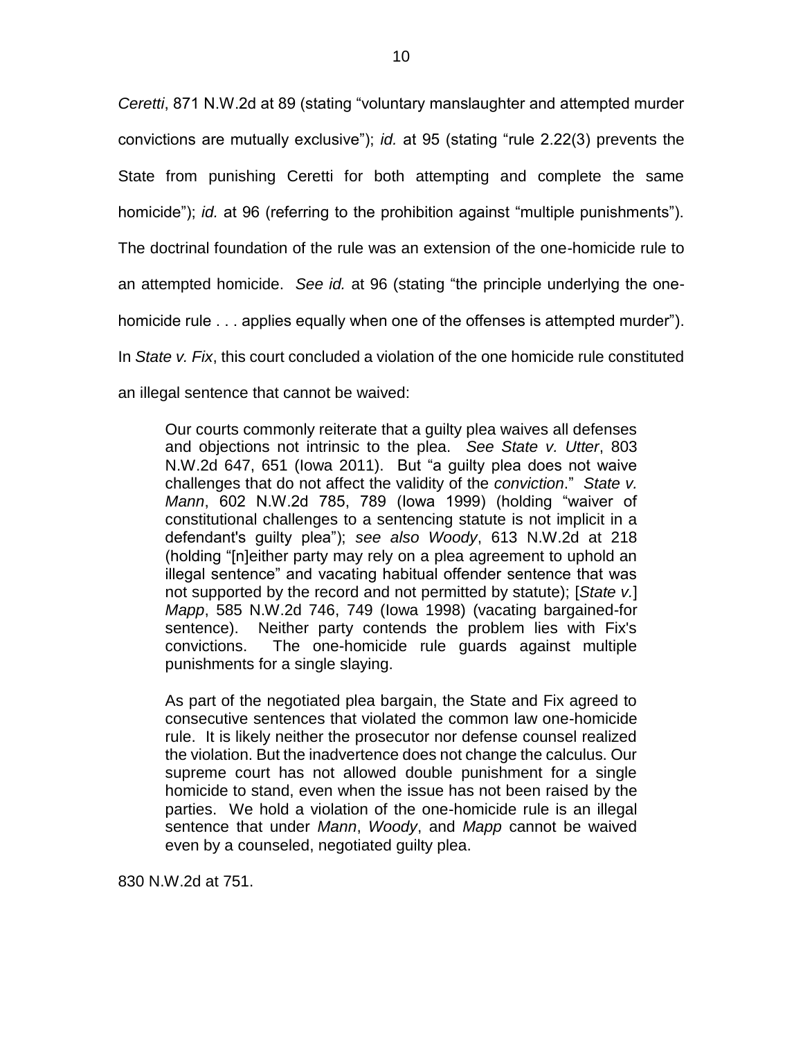*Ceretti*, 871 N.W.2d at 89 (stating "voluntary manslaughter and attempted murder convictions are mutually exclusive"); *id.* at 95 (stating "rule 2.22(3) prevents the State from punishing Ceretti for both attempting and complete the same homicide"); *id.* at 96 (referring to the prohibition against "multiple punishments"). The doctrinal foundation of the rule was an extension of the one-homicide rule to an attempted homicide. *See id.* at 96 (stating "the principle underlying the one-homicide rule . . . applies equally when one of the offenses is attempted murder"). In *State v. Fix*, this court concluded a violation of the one homicide rule constituted an illegal sentence that cannot be waived:

> Our courts commonly reiterate that a guilty plea waives all defenses and objections not intrinsic to the plea. *See State v. Utter*, 803 N.W.2d 647, 651 (Iowa 2011). But "a guilty plea does not waive challenges that do not affect the validity of the *conviction*." *State v. Mann*, 602 N.W.2d 785, 789 (Iowa 1999) (holding "waiver of constitutional challenges to a sentencing statute is not implicit in a defendant's guilty plea"); *see also Woody*, 613 N.W.2d at 218 (holding "[n]either party may rely on a plea agreement to uphold an illegal sentence" and vacating habitual offender sentence that was not supported by the record and not permitted by statute); [*State v.*] *Mapp*, 585 N.W.2d 746, 749 (Iowa 1998) (vacating bargained-for sentence). Neither party contends the problem lies with Fix's convictions. The one-homicide rule guards against multiple punishments for a single slaying.
>
> As part of the negotiated plea bargain, the State and Fix agreed to consecutive sentences that violated the common law one-homicide rule. It is likely neither the prosecutor nor defense counsel realized the violation. But the inadvertence does not change the calculus. Our supreme court has not allowed double punishment for a single homicide to stand, even when the issue has not been raised by the parties. We hold a violation of the one-homicide rule is an illegal sentence that under *Mann*, *Woody*, and *Mapp* cannot be waived even by a counseled, negotiated guilty plea.

830 N.W.2d at 751.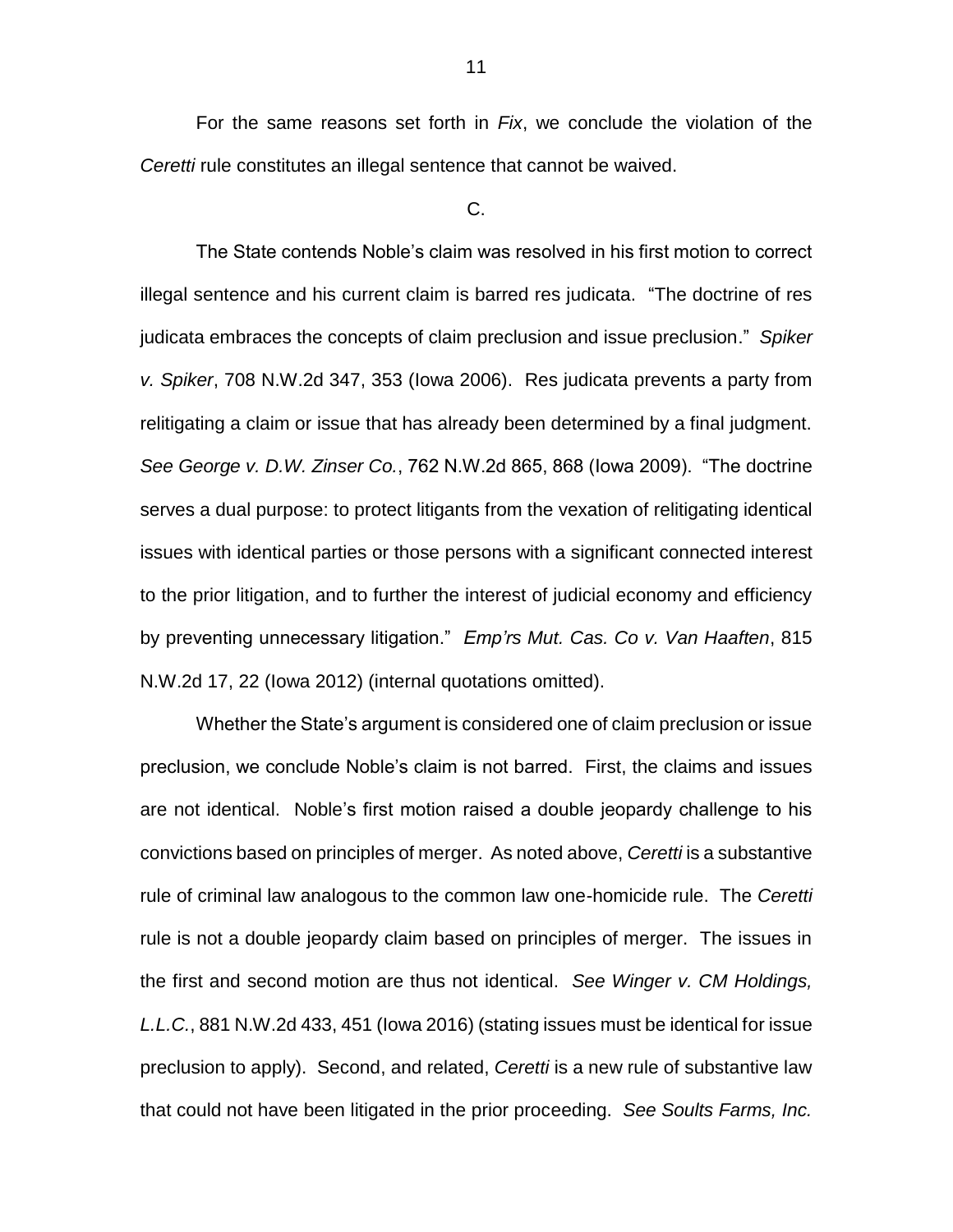For the same reasons set forth in *Fix*, we conclude the violation of the *Ceretti* rule constitutes an illegal sentence that cannot be waived.

C.

The State contends Noble's claim was resolved in his first motion to correct illegal sentence and his current claim is barred res judicata. "The doctrine of res judicata embraces the concepts of claim preclusion and issue preclusion." *Spiker v. Spiker*, 708 N.W.2d 347, 353 (Iowa 2006). Res judicata prevents a party from relitigating a claim or issue that has already been determined by a final judgment. *See George v. D.W. Zinser Co.*, 762 N.W.2d 865, 868 (Iowa 2009). "The doctrine serves a dual purpose: to protect litigants from the vexation of relitigating identical issues with identical parties or those persons with a significant connected interest to the prior litigation, and to further the interest of judicial economy and efficiency by preventing unnecessary litigation." *Emp'rs Mut. Cas. Co v. Van Haaften*, 815 N.W.2d 17, 22 (Iowa 2012) (internal quotations omitted).

Whether the State's argument is considered one of claim preclusion or issue preclusion, we conclude Noble's claim is not barred. First, the claims and issues are not identical. Noble's first motion raised a double jeopardy challenge to his convictions based on principles of merger. As noted above, *Ceretti* is a substantive rule of criminal law analogous to the common law one-homicide rule. The *Ceretti* rule is not a double jeopardy claim based on principles of merger. The issues in the first and second motion are thus not identical. *See Winger v. CM Holdings, L.L.C.*, 881 N.W.2d 433, 451 (Iowa 2016) (stating issues must be identical for issue preclusion to apply). Second, and related, *Ceretti* is a new rule of substantive law that could not have been litigated in the prior proceeding. *See Soults Farms, Inc.*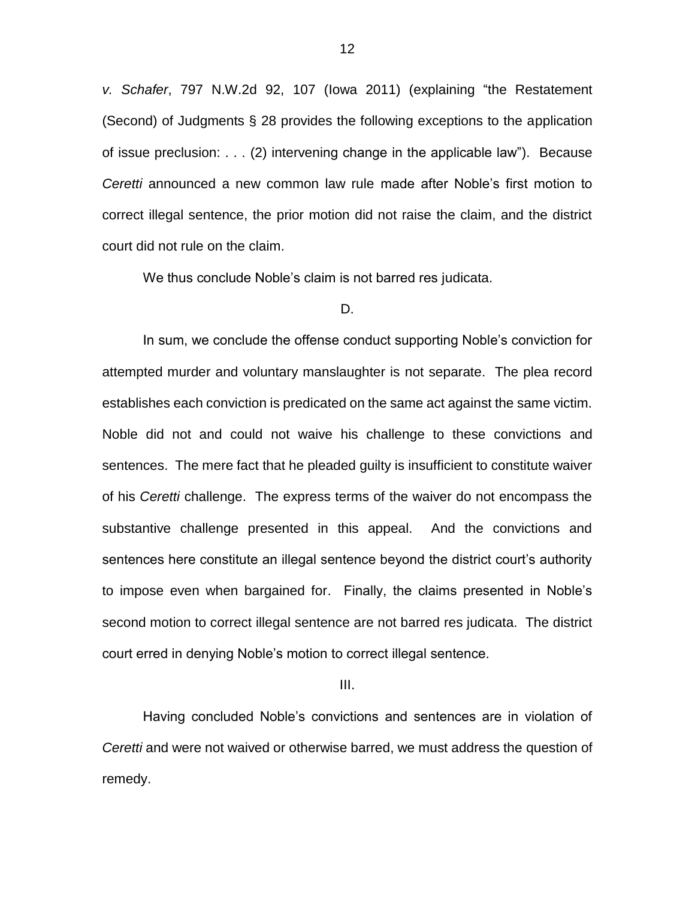*v. Schafer*, 797 N.W.2d 92, 107 (Iowa 2011) (explaining "the Restatement (Second) of Judgments § 28 provides the following exceptions to the application of issue preclusion: . . . (2) intervening change in the applicable law"). Because *Ceretti* announced a new common law rule made after Noble's first motion to correct illegal sentence, the prior motion did not raise the claim, and the district court did not rule on the claim.

We thus conclude Noble's claim is not barred res judicata.

D.

In sum, we conclude the offense conduct supporting Noble's conviction for attempted murder and voluntary manslaughter is not separate. The plea record establishes each conviction is predicated on the same act against the same victim. Noble did not and could not waive his challenge to these convictions and sentences. The mere fact that he pleaded guilty is insufficient to constitute waiver of his *Ceretti* challenge. The express terms of the waiver do not encompass the substantive challenge presented in this appeal. And the convictions and sentences here constitute an illegal sentence beyond the district court's authority to impose even when bargained for. Finally, the claims presented in Noble's second motion to correct illegal sentence are not barred res judicata. The district court erred in denying Noble's motion to correct illegal sentence.

III.

Having concluded Noble's convictions and sentences are in violation of *Ceretti* and were not waived or otherwise barred, we must address the question of remedy.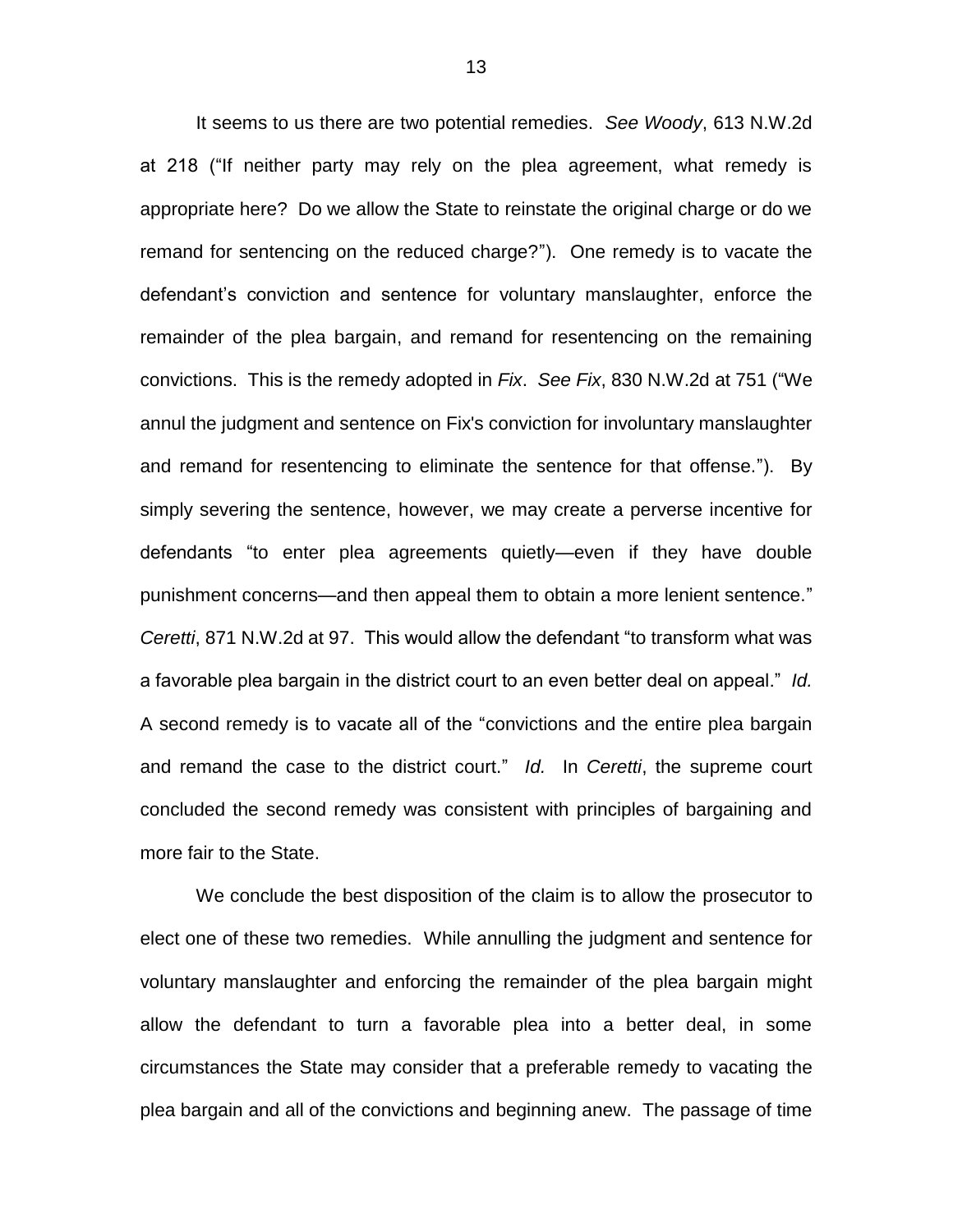It seems to us there are two potential remedies. *See Woody*, 613 N.W.2d at 218 ("If neither party may rely on the plea agreement, what remedy is appropriate here? Do we allow the State to reinstate the original charge or do we remand for sentencing on the reduced charge?"). One remedy is to vacate the defendant's conviction and sentence for voluntary manslaughter, enforce the remainder of the plea bargain, and remand for resentencing on the remaining convictions. This is the remedy adopted in *Fix*. *See Fix*, 830 N.W.2d at 751 ("We annul the judgment and sentence on Fix's conviction for involuntary manslaughter and remand for resentencing to eliminate the sentence for that offense."). By simply severing the sentence, however, we may create a perverse incentive for defendants "to enter plea agreements quietly—even if they have double punishment concerns—and then appeal them to obtain a more lenient sentence." *Ceretti*, 871 N.W.2d at 97. This would allow the defendant "to transform what was a favorable plea bargain in the district court to an even better deal on appeal." *Id.* A second remedy is to vacate all of the "convictions and the entire plea bargain and remand the case to the district court." *Id.* In *Ceretti*, the supreme court concluded the second remedy was consistent with principles of bargaining and more fair to the State.

We conclude the best disposition of the claim is to allow the prosecutor to elect one of these two remedies. While annulling the judgment and sentence for voluntary manslaughter and enforcing the remainder of the plea bargain might allow the defendant to turn a favorable plea into a better deal, in some circumstances the State may consider that a preferable remedy to vacating the plea bargain and all of the convictions and beginning anew. The passage of time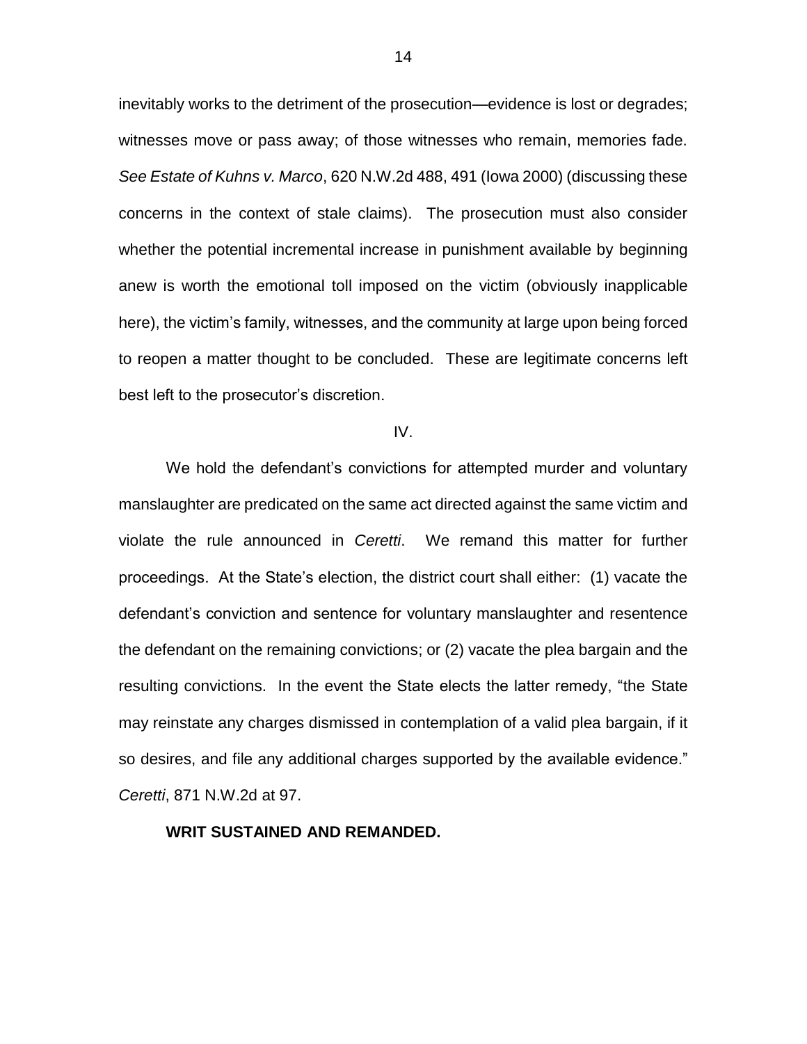inevitably works to the detriment of the prosecution—evidence is lost or degrades; witnesses move or pass away; of those witnesses who remain, memories fade. *See Estate of Kuhns v. Marco*, 620 N.W.2d 488, 491 (Iowa 2000) (discussing these concerns in the context of stale claims). The prosecution must also consider whether the potential incremental increase in punishment available by beginning anew is worth the emotional toll imposed on the victim (obviously inapplicable here), the victim's family, witnesses, and the community at large upon being forced to reopen a matter thought to be concluded. These are legitimate concerns left best left to the prosecutor's discretion.

IV.

We hold the defendant's convictions for attempted murder and voluntary manslaughter are predicated on the same act directed against the same victim and violate the rule announced in *Ceretti*. We remand this matter for further proceedings. At the State's election, the district court shall either: (1) vacate the defendant's conviction and sentence for voluntary manslaughter and resentence the defendant on the remaining convictions; or (2) vacate the plea bargain and the resulting convictions. In the event the State elects the latter remedy, "the State may reinstate any charges dismissed in contemplation of a valid plea bargain, if it so desires, and file any additional charges supported by the available evidence." *Ceretti*, 871 N.W.2d at 97.

**WRIT SUSTAINED AND REMANDED.**